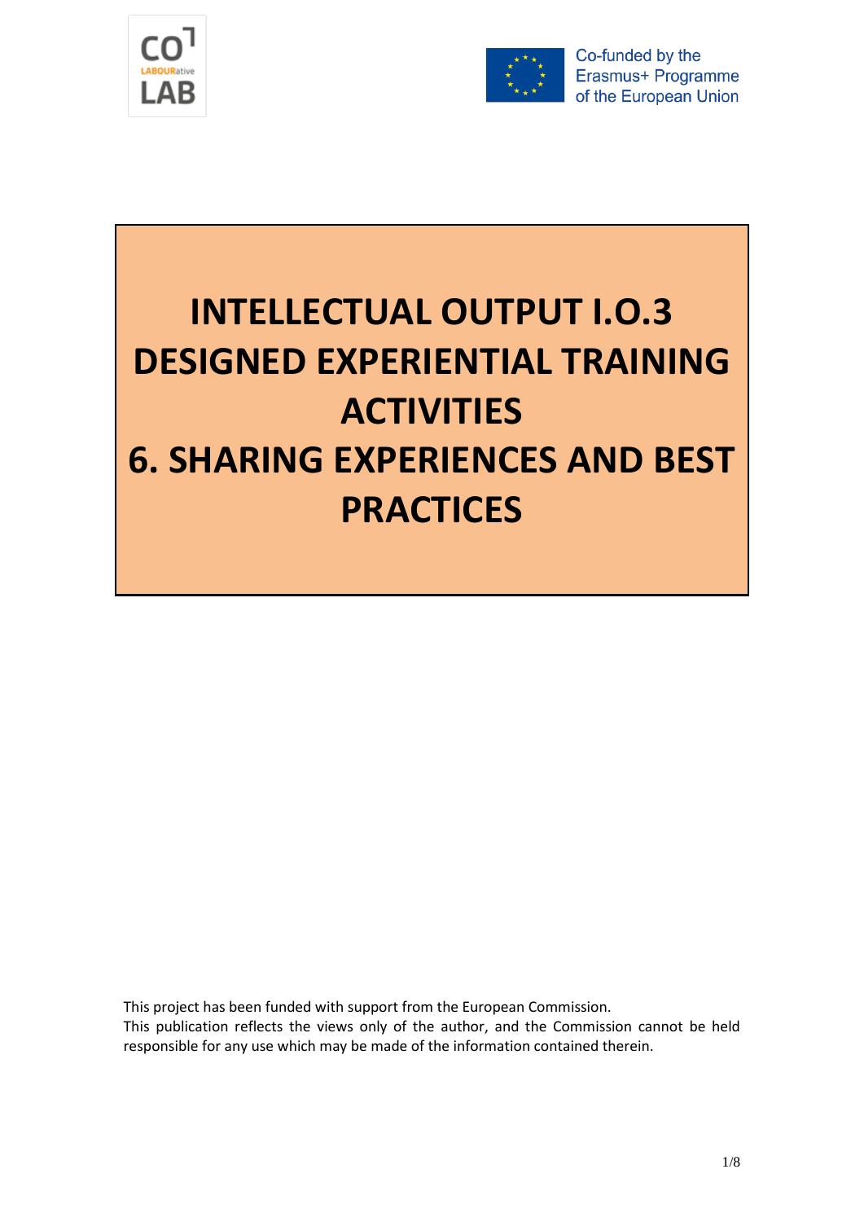Co-funded by the Erasmus+ Programme of the European Union

# INTELLECTUAL OUTPUT I.O.3 DESIGNED EXPERIENTIAL TRAINING ACTIVITIES

# 6. SHARING EXPERIENCES AND BEST PRACTICES

This project has been funded with support from the European Commission.
This publication reflects the views only of the author, and the Commission cannot be held responsible for any use which may be made of the information contained therein.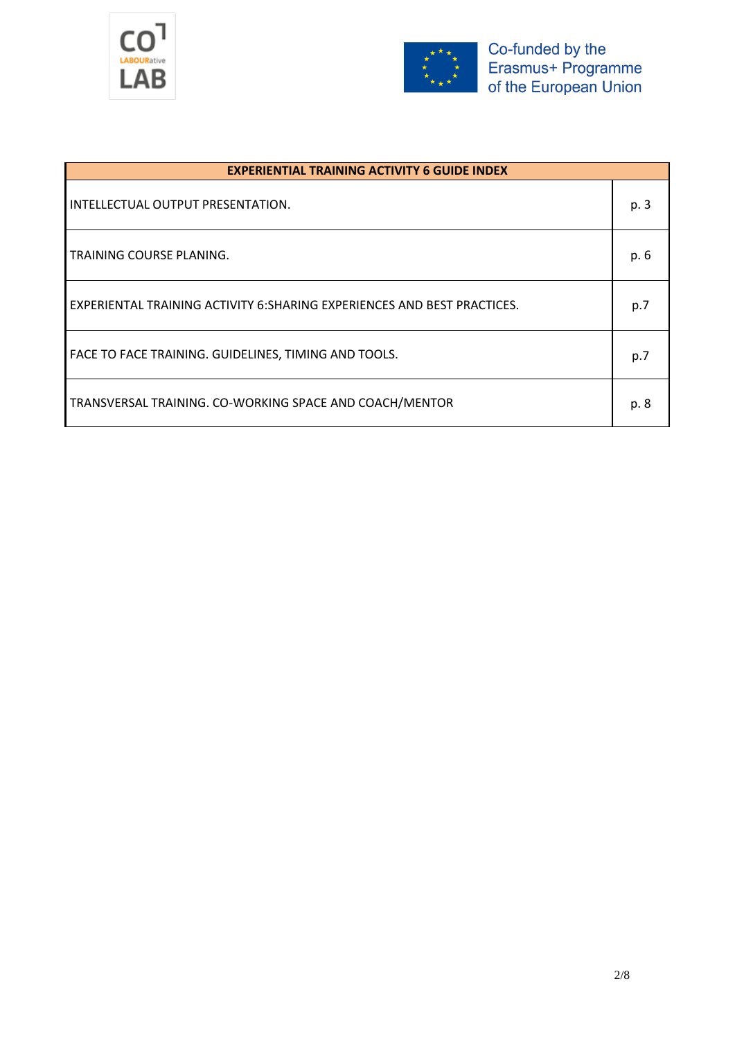| EXPERIENTIAL TRAINING ACTIVITY 6 GUIDE INDEX | |
|---|---|
| INTELLECTUAL OUTPUT PRESENTATION. | p. 3 |
| TRAINING COURSE PLANING. | p. 6 |
| EXPERIENTAL TRAINING ACTIVITY 6:SHARING EXPERIENCES AND BEST PRACTICES. | p.7 |
| FACE TO FACE TRAINING. GUIDELINES, TIMING AND TOOLS. | p.7 |
| TRANSVERSAL TRAINING. CO-WORKING SPACE AND COACH/MENTOR | p. 8 |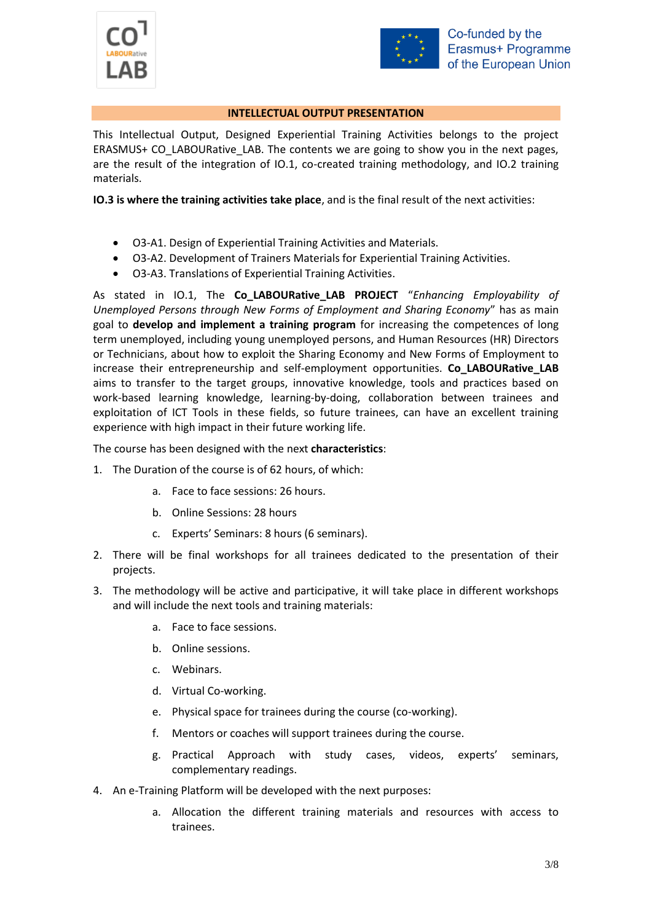## INTELLECTUAL OUTPUT PRESENTATION

This Intellectual Output, Designed Experiential Training Activities belongs to the project ERASMUS+ CO_LABOURative_LAB. The contents we are going to show you in the next pages, are the result of the integration of IO.1, co-created training methodology, and IO.2 training materials.

**IO.3 is where the training activities take place**, and is the final result of the next activities:

- O3-A1. Design of Experiential Training Activities and Materials.
- O3-A2. Development of Trainers Materials for Experiential Training Activities.
- O3-A3. Translations of Experiential Training Activities.

As stated in IO.1, The **Co_LABOURative_LAB PROJECT** "*Enhancing Employability of Unemployed Persons through New Forms of Employment and Sharing Economy*" has as main goal to **develop and implement a training program** for increasing the competences of long term unemployed, including young unemployed persons, and Human Resources (HR) Directors or Technicians, about how to exploit the Sharing Economy and New Forms of Employment to increase their entrepreneurship and self-employment opportunities. **Co_LABOURative_LAB** aims to transfer to the target groups, innovative knowledge, tools and practices based on work-based learning knowledge, learning-by-doing, collaboration between trainees and exploitation of ICT Tools in these fields, so future trainees, can have an excellent training experience with high impact in their future working life.

The course has been designed with the next **characteristics**:

1. The Duration of the course is of 62 hours, of which:
   a. Face to face sessions: 26 hours.
   b. Online Sessions: 28 hours
   c. Experts' Seminars: 8 hours (6 seminars).
2. There will be final workshops for all trainees dedicated to the presentation of their projects.
3. The methodology will be active and participative, it will take place in different workshops and will include the next tools and training materials:
   a. Face to face sessions.
   b. Online sessions.
   c. Webinars.
   d. Virtual Co-working.
   e. Physical space for trainees during the course (co-working).
   f. Mentors or coaches will support trainees during the course.
   g. Practical Approach with study cases, videos, experts' seminars, complementary readings.
4. An e-Training Platform will be developed with the next purposes:
   a. Allocation the different training materials and resources with access to trainees.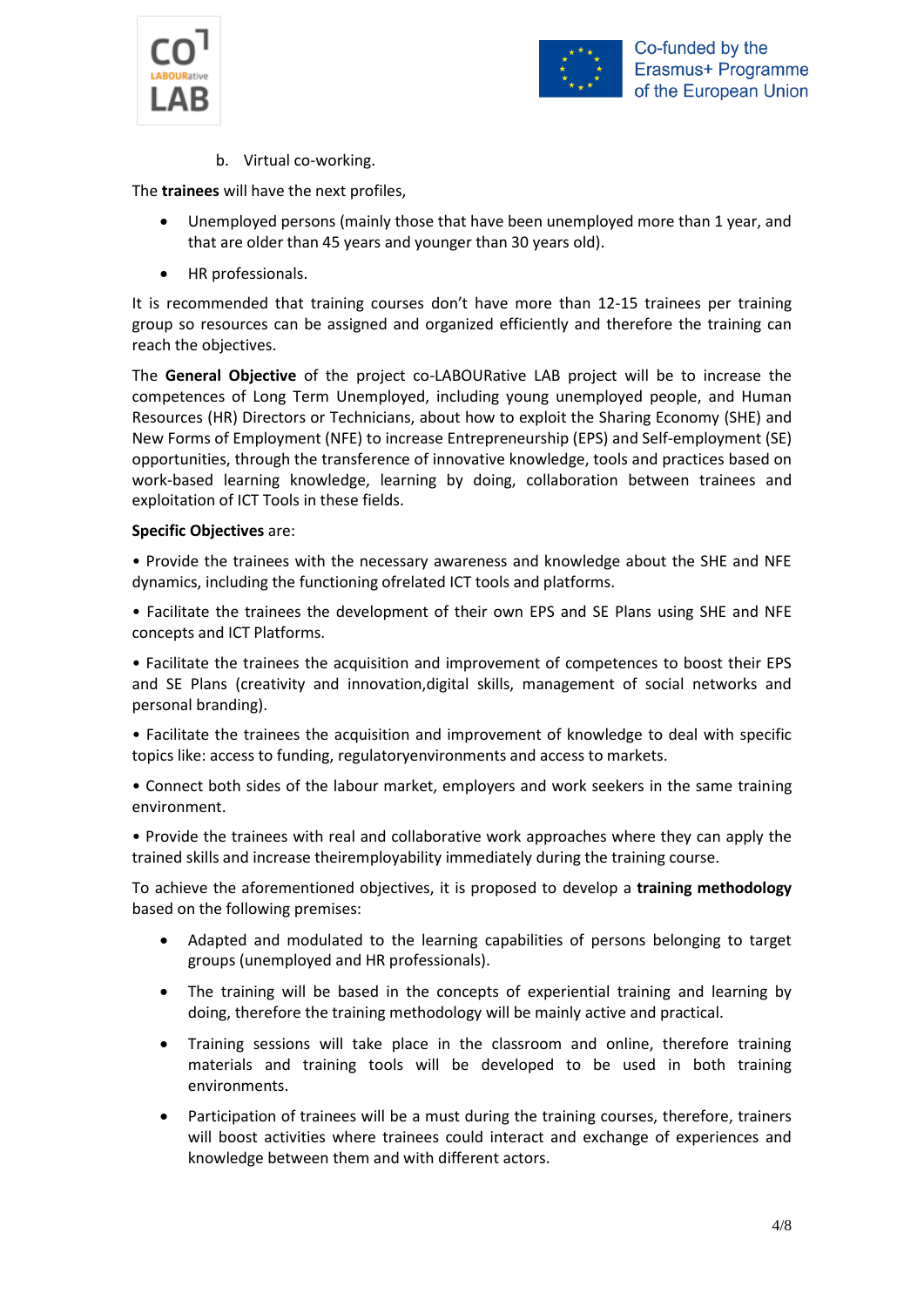b. Virtual co-working.

The **trainees** will have the next profiles,

- Unemployed persons (mainly those that have been unemployed more than 1 year, and that are older than 45 years and younger than 30 years old).
- HR professionals.

It is recommended that training courses don't have more than 12-15 trainees per training group so resources can be assigned and organized efficiently and therefore the training can reach the objectives.

The **General Objective** of the project co-LABOURative LAB project will be to increase the competences of Long Term Unemployed, including young unemployed people, and Human Resources (HR) Directors or Technicians, about how to exploit the Sharing Economy (SHE) and New Forms of Employment (NFE) to increase Entrepreneurship (EPS) and Self-employment (SE) opportunities, through the transference of innovative knowledge, tools and practices based on work-based learning knowledge, learning by doing, collaboration between trainees and exploitation of ICT Tools in these fields.

**Specific Objectives** are:

• Provide the trainees with the necessary awareness and knowledge about the SHE and NFE dynamics, including the functioning ofrelated ICT tools and platforms.

• Facilitate the trainees the development of their own EPS and SE Plans using SHE and NFE concepts and ICT Platforms.

• Facilitate the trainees the acquisition and improvement of competences to boost their EPS and SE Plans (creativity and innovation,digital skills, management of social networks and personal branding).

• Facilitate the trainees the acquisition and improvement of knowledge to deal with specific topics like: access to funding, regulatoryenvironments and access to markets.

• Connect both sides of the labour market, employers and work seekers in the same training environment.

• Provide the trainees with real and collaborative work approaches where they can apply the trained skills and increase theiremployability immediately during the training course.

To achieve the aforementioned objectives, it is proposed to develop a **training methodology** based on the following premises:

- Adapted and modulated to the learning capabilities of persons belonging to target groups (unemployed and HR professionals).
- The training will be based in the concepts of experiential training and learning by doing, therefore the training methodology will be mainly active and practical.
- Training sessions will take place in the classroom and online, therefore training materials and training tools will be developed to be used in both training environments.
- Participation of trainees will be a must during the training courses, therefore, trainers will boost activities where trainees could interact and exchange of experiences and knowledge between them and with different actors.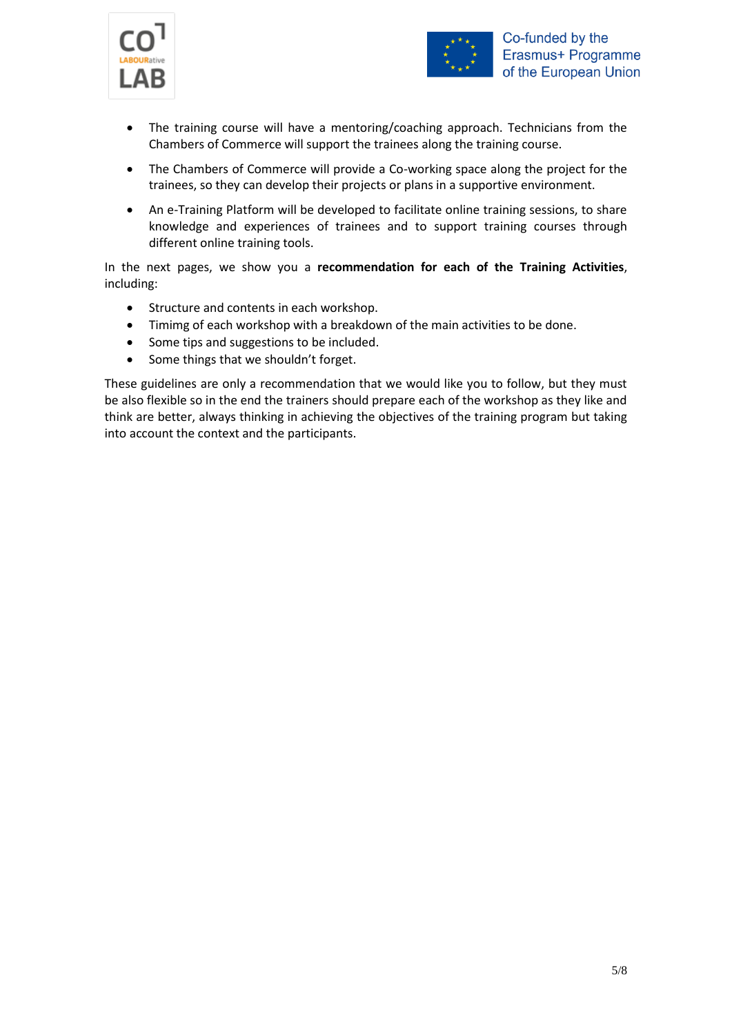- The training course will have a mentoring/coaching approach. Technicians from the Chambers of Commerce will support the trainees along the training course.
- The Chambers of Commerce will provide a Co-working space along the project for the trainees, so they can develop their projects or plans in a supportive environment.
- An e-Training Platform will be developed to facilitate online training sessions, to share knowledge and experiences of trainees and to support training courses through different online training tools.

In the next pages, we show you a **recommendation for each of the Training Activities**, including:

- Structure and contents in each workshop.
- Timimg of each workshop with a breakdown of the main activities to be done.
- Some tips and suggestions to be included.
- Some things that we shouldn't forget.

These guidelines are only a recommendation that we would like you to follow, but they must be also flexible so in the end the trainers should prepare each of the workshop as they like and think are better, always thinking in achieving the objectives of the training program but taking into account the context and the participants.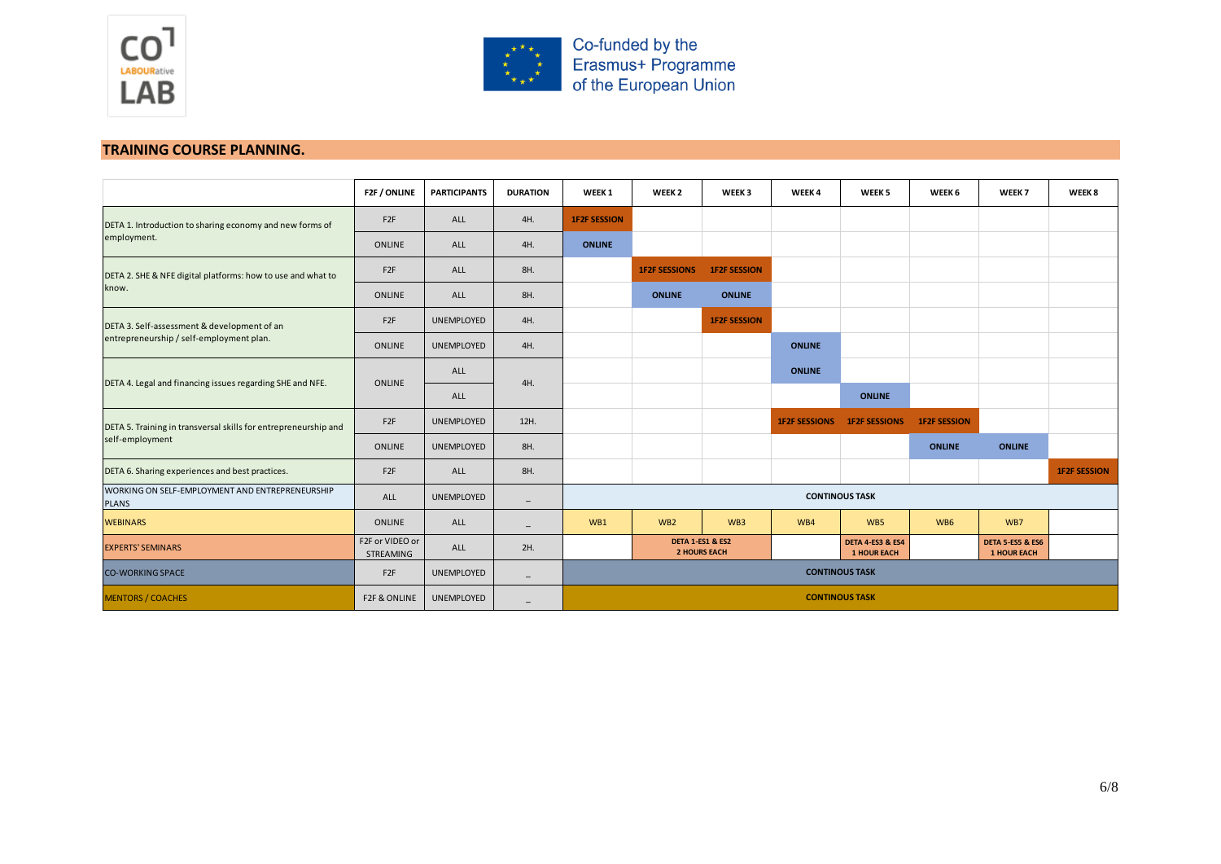## TRAINING COURSE PLANNING.

| | F2F / ONLINE | PARTICIPANTS | DURATION | WEEK 1 | WEEK 2 | WEEK 3 | WEEK 4 | WEEK 5 | WEEK 6 | WEEK 7 | WEEK 8 |
|---|---|---|---|---|---|---|---|---|---|---|---|
| DETA 1. Introduction to sharing economy and new forms of employment. | F2F | ALL | 4H. | 1F2F SESSION | | | | | | | |
| | ONLINE | ALL | 4H. | ONLINE | | | | | | | |
| DETA 2. SHE & NFE digital platforms: how to use and what to know. | F2F | ALL | 8H. | | 1F2F SESSIONS | 1F2F SESSION | | | | | |
| | ONLINE | ALL | 8H. | | ONLINE | ONLINE | | | | | |
| DETA 3. Self-assessment & development of an entrepreneurship / self-employment plan. | F2F | UNEMPLOYED | 4H. | | | 1F2F SESSION | | | | | |
| | ONLINE | UNEMPLOYED | 4H. | | | | ONLINE | | | | |
| DETA 4. Legal and financing issues regarding SHE and NFE. | ONLINE | ALL | 4H. | | | | ONLINE | | | | |
| | | ALL | | | | | | ONLINE | | | |
| DETA 5. Training in transversal skills for entrepreneurship and self-employment | F2F | UNEMPLOYED | 12H. | | | | 1F2F SESSIONS | 1F2F SESSIONS | 1F2F SESSION | | |
| | ONLINE | UNEMPLOYED | 8H. | | | | | | ONLINE | ONLINE | |
| DETA 6. Sharing experiences and best practices. | F2F | ALL | 8H. | | | | | | | | 1F2F SESSION |
| WORKING ON SELF-EMPLOYMENT AND ENTREPRENEURSHIP PLANS | ALL | UNEMPLOYED | _ | CONTINOUS TASK | | | | | | | |
| WEBINARS | ONLINE | ALL | _ | WB1 | WB2 | WB3 | WB4 | WB5 | WB6 | WB7 | |
| EXPERTS' SEMINARS | F2F or VIDEO or STREAMING | ALL | 2H. | | DETA 1-ES1 & ES2 2 HOURS EACH | | | DETA 4-ES3 & ES4 1 HOUR EACH | | DETA 5-ES5 & ES6 1 HOUR EACH | |
| CO-WORKING SPACE | F2F | UNEMPLOYED | _ | CONTINOUS TASK | | | | | | | |
| MENTORS / COACHES | F2F & ONLINE | UNEMPLOYED | _ | CONTINOUS TASK | | | | | | | |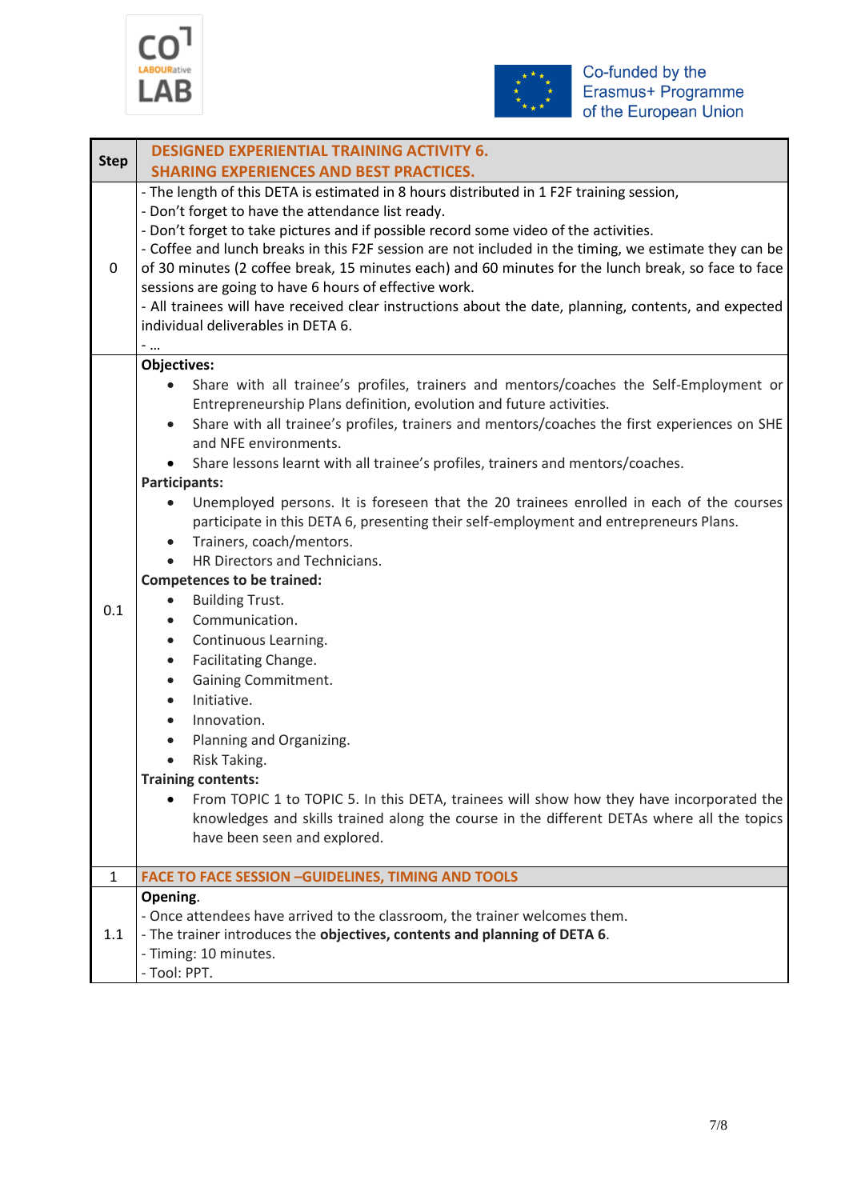| Step | DESIGNED EXPERIENTIAL TRAINING ACTIVITY 6.<br>SHARING EXPERIENCES AND BEST PRACTICES. |
|---|---|
| 0 | - The length of this DETA is estimated in 8 hours distributed in 1 F2F training session,<br>- Don't forget to have the attendance list ready.<br>- Don't forget to take pictures and if possible record some video of the activities.<br>- Coffee and lunch breaks in this F2F session are not included in the timing, we estimate they can be of 30 minutes (2 coffee break, 15 minutes each) and 60 minutes for the lunch break, so face to face sessions are going to have 6 hours of effective work.<br>- All trainees will have received clear instructions about the date, planning, contents, and expected individual deliverables in DETA 6.<br>- … |
| 0.1 | **Objectives:**<br>• Share with all trainee's profiles, trainers and mentors/coaches the Self-Employment or Entrepreneurship Plans definition, evolution and future activities.<br>• Share with all trainee's profiles, trainers and mentors/coaches the first experiences on SHE and NFE environments.<br>• Share lessons learnt with all trainee's profiles, trainers and mentors/coaches.<br>**Participants:**<br>• Unemployed persons. It is foreseen that the 20 trainees enrolled in each of the courses participate in this DETA 6, presenting their self-employment and entrepreneurs Plans.<br>• Trainers, coach/mentors.<br>• HR Directors and Technicians.<br>**Competences to be trained:**<br>• Building Trust.<br>• Communication.<br>• Continuous Learning.<br>• Facilitating Change.<br>• Gaining Commitment.<br>• Initiative.<br>• Innovation.<br>• Planning and Organizing.<br>• Risk Taking.<br>**Training contents:**<br>• From TOPIC 1 to TOPIC 5. In this DETA, trainees will show how they have incorporated the knowledges and skills trained along the course in the different DETAs where all the topics have been seen and explored. |
| 1 | **FACE TO FACE SESSION –GUIDELINES, TIMING AND TOOLS** |
| 1.1 | **Opening**.<br>- Once attendees have arrived to the classroom, the trainer welcomes them.<br>- The trainer introduces the **objectives, contents and planning of DETA 6**.<br>- Timing: 10 minutes.<br>- Tool: PPT. |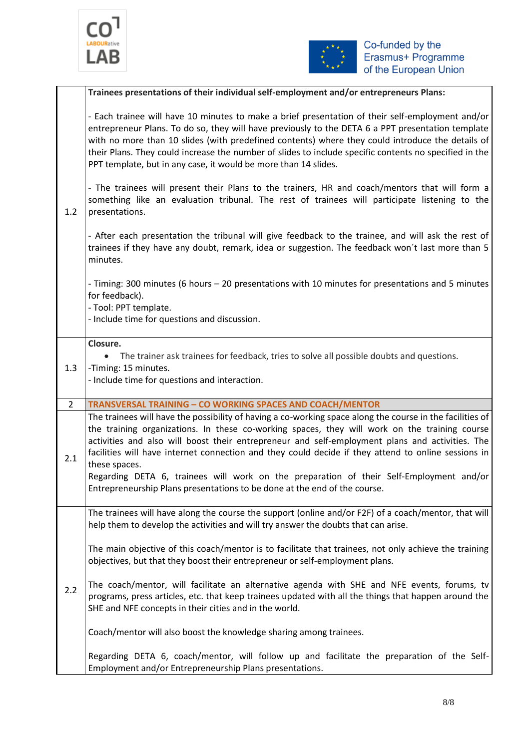| | |
|---|---|
| 1.2 | **Trainees presentations of their individual self-employment and/or entrepreneurs Plans:**<br><br>- Each trainee will have 10 minutes to make a brief presentation of their self-employment and/or entrepreneur Plans. To do so, they will have previously to the DETA 6 a PPT presentation template with no more than 10 slides (with predefined contents) where they could introduce the details of their Plans. They could increase the number of slides to include specific contents no specified in the PPT template, but in any case, it would be more than 14 slides.<br><br>- The trainees will present their Plans to the trainers, HR and coach/mentors that will form a something like an evaluation tribunal. The rest of trainees will participate listening to the presentations.<br><br>- After each presentation the tribunal will give feedback to the trainee, and will ask the rest of trainees if they have any doubt, remark, idea or suggestion. The feedback won´t last more than 5 minutes.<br><br>- Timing: 300 minutes (6 hours – 20 presentations with 10 minutes for presentations and 5 minutes for feedback).<br>- Tool: PPT template.<br>- Include time for questions and discussion. |
| 1.3 | **Closure.**<br>• The trainer ask trainees for feedback, tries to solve all possible doubts and questions.<br>-Timing: 15 minutes.<br>- Include time for questions and interaction. |
| 2 | **TRANSVERSAL TRAINING – CO WORKING SPACES AND COACH/MENTOR** |
| 2.1 | The trainees will have the possibility of having a co-working space along the course in the facilities of the training organizations. In these co-working spaces, they will work on the training course activities and also will boost their entrepreneur and self-employment plans and activities. The facilities will have internet connection and they could decide if they attend to online sessions in these spaces.<br>Regarding DETA 6, trainees will work on the preparation of their Self-Employment and/or Entrepreneurship Plans presentations to be done at the end of the course. |
| 2.2 | The trainees will have along the course the support (online and/or F2F) of a coach/mentor, that will help them to develop the activities and will try answer the doubts that can arise.<br><br>The main objective of this coach/mentor is to facilitate that trainees, not only achieve the training objectives, but that they boost their entrepreneur or self-employment plans.<br><br>The coach/mentor, will facilitate an alternative agenda with SHE and NFE events, forums, tv programs, press articles, etc. that keep trainees updated with all the things that happen around the SHE and NFE concepts in their cities and in the world.<br><br>Coach/mentor will also boost the knowledge sharing among trainees.<br><br>Regarding DETA 6, coach/mentor, will follow up and facilitate the preparation of the Self-Employment and/or Entrepreneurship Plans presentations. |